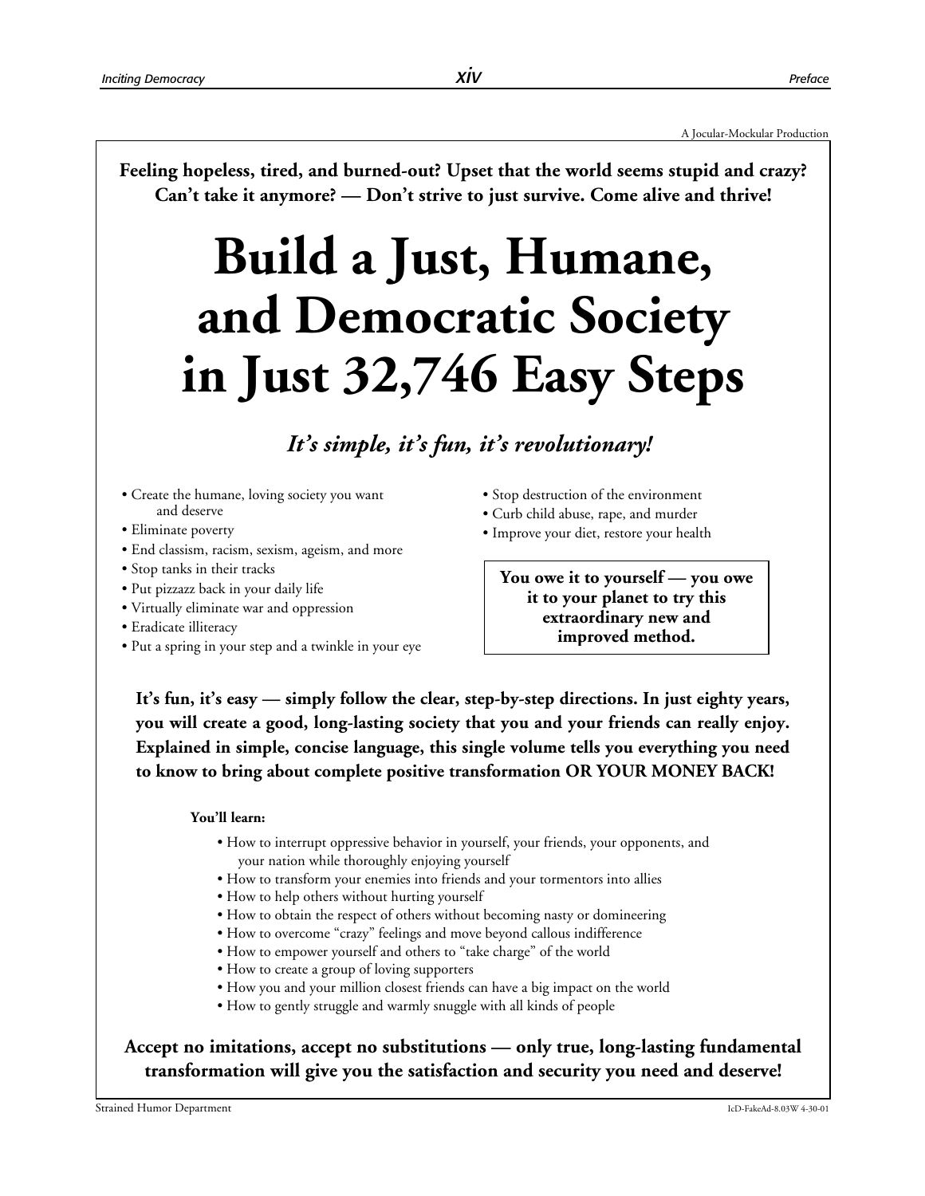A Jocular-Mockular Production

**Feeling hopeless, tired, and burned-out? Upset that the world seems stupid and crazy? Can't take it anymore? — Don't strive to just survive. Come alive and thrive!**

# Build a Just, Humane, and Democratic Society in Just 32,746 Easy Steps

***It's simple, it's fun, it's revolutionary!***

- Create the humane, loving society you want and deserve
- Eliminate poverty
- End classism, racism, sexism, ageism, and more
- Stop tanks in their tracks
- Put pizzazz back in your daily life
- Virtually eliminate war and oppression
- Eradicate illiteracy
- Put a spring in your step and a twinkle in your eye
- Stop destruction of the environment
- Curb child abuse, rape, and murder
- Improve your diet, restore your health

**You owe it to yourself — you owe it to your planet to try this extraordinary new and improved method.**

**It's fun, it's easy — simply follow the clear, step-by-step directions. In just eighty years, you will create a good, long-lasting society that you and your friends can really enjoy. Explained in simple, concise language, this single volume tells you everything you need to know to bring about complete positive transformation OR YOUR MONEY BACK!**

**You'll learn:**

- How to interrupt oppressive behavior in yourself, your friends, your opponents, and your nation while thoroughly enjoying yourself
- How to transform your enemies into friends and your tormentors into allies
- How to help others without hurting yourself
- How to obtain the respect of others without becoming nasty or domineering
- How to overcome "crazy" feelings and move beyond callous indifference
- How to empower yourself and others to "take charge" of the world
- How to create a group of loving supporters
- How you and your million closest friends can have a big impact on the world
- How to gently struggle and warmly snuggle with all kinds of people

**Accept no imitations, accept no substitutions — only true, long-lasting fundamental transformation will give you the satisfaction and security you need and deserve!**

Strained Humor Department

IcD-FakeAd-8.03W 4-30-01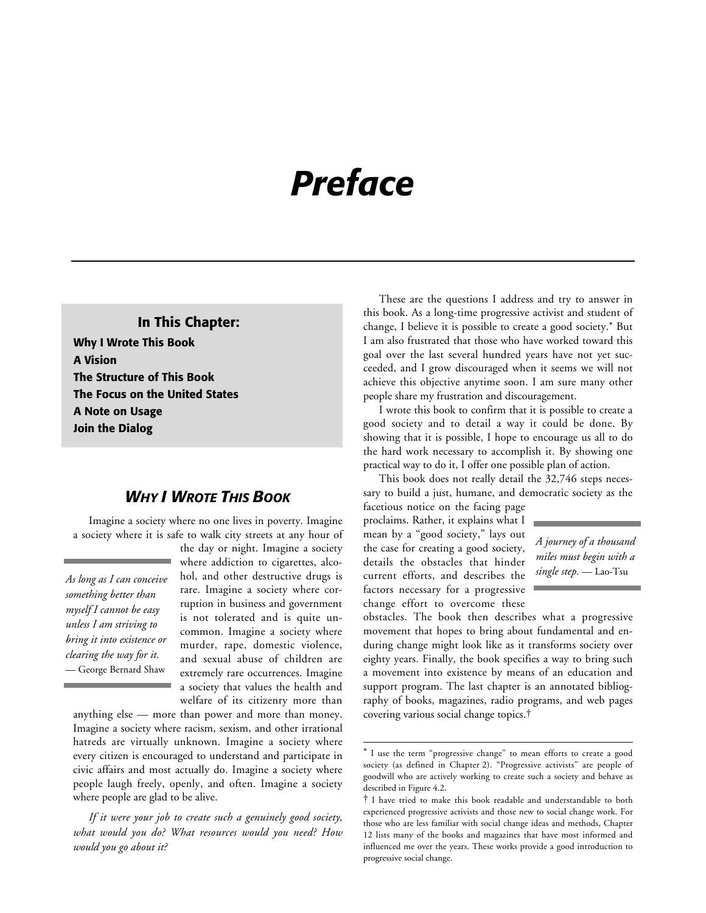# Preface

## In This Chapter:

**Why I Wrote This Book**
**A Vision**
**The Structure of This Book**
**The Focus on the United States**
**A Note on Usage**
**Join the Dialog**

## *Why I Wrote This Book*

Imagine a society where no one lives in poverty. Imagine a society where it is safe to walk city streets at any hour of the day or night. Imagine a society where addiction to cigarettes, alcohol, and other destructive drugs is rare. Imagine a society where corruption in business and government is not tolerated and is quite uncommon. Imagine a society where murder, rape, domestic violence, and sexual abuse of children are extremely rare occurrences. Imagine a society that values the health and welfare of its citizenry more than anything else — more than power and more than money. Imagine a society where racism, sexism, and other irrational hatreds are virtually unknown. Imagine a society where every citizen is encouraged to understand and participate in civic affairs and most actually do. Imagine a society where people laugh freely, openly, and often. Imagine a society where people are glad to be alive.

> *As long as I can conceive something better than myself I cannot be easy unless I am striving to bring it into existence or clearing the way for it.* — George Bernard Shaw

*If it were your job to create such a genuinely good society, what would you do? What resources would you need? How would you go about it?*

These are the questions I address and try to answer in this book. As a long-time progressive activist and student of change, I believe it is possible to create a good society.* But I am also frustrated that those who have worked toward this goal over the last several hundred years have not yet succeeded, and I grow discouraged when it seems we will not achieve this objective anytime soon. I am sure many other people share my frustration and discouragement.

I wrote this book to confirm that it is possible to create a good society and to detail a way it could be done. By showing that it is possible, I hope to encourage us all to do the hard work necessary to accomplish it. By showing one practical way to do it, I offer one possible plan of action.

This book does not really detail the 32,746 steps necessary to build a just, humane, and democratic society as the facetious notice on the facing page proclaims. Rather, it explains what I mean by a "good society," lays out the case for creating a good society, details the obstacles that hinder current efforts, and describes the factors necessary for a progressive change effort to overcome these obstacles. The book then describes what a progressive movement that hopes to bring about fundamental and enduring change might look like as it transforms society over eighty years. Finally, the book specifies a way to bring such a movement into existence by means of an education and support program. The last chapter is an annotated bibliography of books, magazines, radio programs, and web pages covering various social change topics.†

> *A journey of a thousand miles must begin with a single step.* — Lao-Tsu

---

\* I use the term "progressive change" to mean efforts to create a good society (as defined in Chapter 2). "Progressive activists" are people of goodwill who are actively working to create such a society and behave as described in Figure 4.2.

† I have tried to make this book readable and understandable to both experienced progressive activists and those new to social change work. For those who are less familiar with social change ideas and methods, Chapter 12 lists many of the books and magazines that have most informed and influenced me over the years. These works provide a good introduction to progressive social change.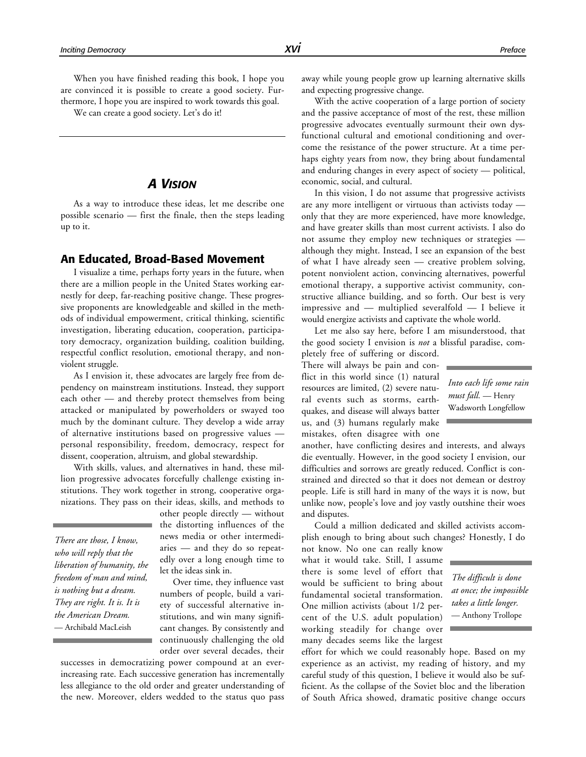When you have finished reading this book, I hope you are convinced it is possible to create a good society. Furthermore, I hope you are inspired to work towards this goal.

We can create a good society. Let's do it!

---

## *A Vision*

As a way to introduce these ideas, let me describe one possible scenario — first the finale, then the steps leading up to it.

### An Educated, Broad-Based Movement

I visualize a time, perhaps forty years in the future, when there are a million people in the United States working earnestly for deep, far-reaching positive change. These progressive proponents are knowledgeable and skilled in the methods of individual empowerment, critical thinking, scientific investigation, liberating education, cooperation, participatory democracy, organization building, coalition building, respectful conflict resolution, emotional therapy, and nonviolent struggle.

As I envision it, these advocates are largely free from dependency on mainstream institutions. Instead, they support each other — and thereby protect themselves from being attacked or manipulated by powerholders or swayed too much by the dominant culture. They develop a wide array of alternative institutions based on progressive values — personal responsibility, freedom, democracy, respect for dissent, cooperation, altruism, and global stewardship.

With skills, values, and alternatives in hand, these million progressive advocates forcefully challenge existing institutions. They work together in strong, cooperative organizations. They pass on their ideas, skills, and methods to other people directly — without the distorting influences of the news media or other intermediaries — and they do so repeatedly over a long enough time to let the ideas sink in.

> *There are those, I know, who will reply that the liberation of humanity, the freedom of man and mind, is nothing but a dream. They are right. It is. It is the American Dream.* — Archibald MacLeish

Over time, they influence vast numbers of people, build a variety of successful alternative institutions, and win many significant changes. By consistently and continuously challenging the old order over several decades, their successes in democratizing power compound at an ever-increasing rate. Each successive generation has incrementally less allegiance to the old order and greater understanding of the new. Moreover, elders wedded to the status quo pass away while young people grow up learning alternative skills and expecting progressive change.

With the active cooperation of a large portion of society and the passive acceptance of most of the rest, these million progressive advocates eventually surmount their own dysfunctional cultural and emotional conditioning and overcome the resistance of the power structure. At a time perhaps eighty years from now, they bring about fundamental and enduring changes in every aspect of society — political, economic, social, and cultural.

In this vision, I do not assume that progressive activists are any more intelligent or virtuous than activists today — only that they are more experienced, have more knowledge, and have greater skills than most current activists. I also do not assume they employ new techniques or strategies — although they might. Instead, I see an expansion of the best of what I have already seen — creative problem solving, potent nonviolent action, convincing alternatives, powerful emotional therapy, a supportive activist community, constructive alliance building, and so forth. Our best is very impressive and — multiplied severalfold — I believe it would energize activists and captivate the whole world.

Let me also say here, before I am misunderstood, that the good society I envision is *not* a blissful paradise, completely free of suffering or discord. There will always be pain and conflict in this world since (1) natural resources are limited, (2) severe natural events such as storms, earthquakes, and disease will always batter us, and (3) humans regularly make mistakes, often disagree with one another, have conflicting desires and interests, and always die eventually. However, in the good society I envision, our difficulties and sorrows are greatly reduced. Conflict is constrained and directed so that it does not demean or destroy people. Life is still hard in many of the ways it is now, but unlike now, people's love and joy vastly outshine their woes and disputes.

> *Into each life some rain must fall.* — Henry Wadsworth Longfellow

Could a million dedicated and skilled activists accomplish enough to bring about such changes? Honestly, I do not know. No one can really know what it would take. Still, I assume there is some level of effort that would be sufficient to bring about fundamental societal transformation. One million activists (about 1/2 percent of the U.S. adult population) working steadily for change over many decades seems like the largest effort for which we could reasonably hope. Based on my experience as an activist, my reading of history, and my careful study of this question, I believe it would also be sufficient. As the collapse of the Soviet bloc and the liberation of South Africa showed, dramatic positive change occurs

> *The difficult is done at once; the impossible takes a little longer.* — Anthony Trollope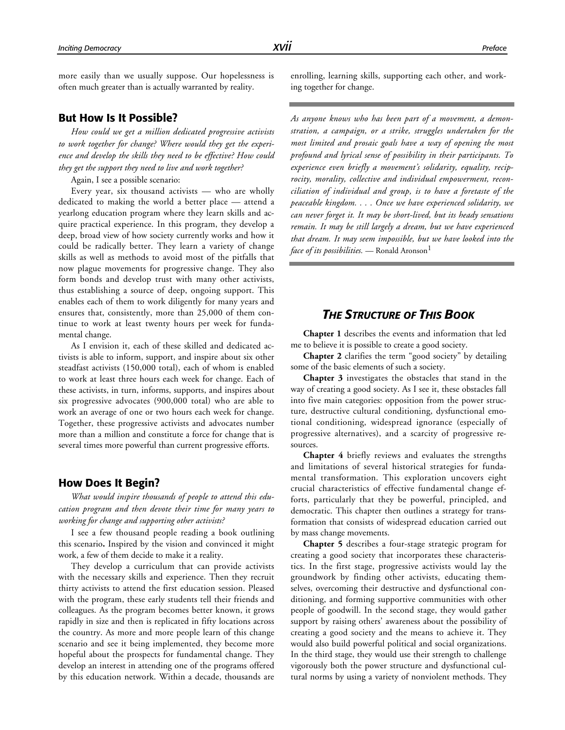more easily than we usually suppose. Our hopelessness is often much greater than is actually warranted by reality.

## But How Is It Possible?

*How could we get a million dedicated progressive activists to work together for change? Where would they get the experience and develop the skills they need to be effective? How could they get the support they need to live and work together?*

Again, I see a possible scenario:

Every year, six thousand activists — who are wholly dedicated to making the world a better place — attend a yearlong education program where they learn skills and acquire practical experience. In this program, they develop a deep, broad view of how society currently works and how it could be radically better. They learn a variety of change skills as well as methods to avoid most of the pitfalls that now plague movements for progressive change. They also form bonds and develop trust with many other activists, thus establishing a source of deep, ongoing support. This enables each of them to work diligently for many years and ensures that, consistently, more than 25,000 of them continue to work at least twenty hours per week for fundamental change.

As I envision it, each of these skilled and dedicated activists is able to inform, support, and inspire about six other steadfast activists (150,000 total), each of whom is enabled to work at least three hours each week for change. Each of these activists, in turn, informs, supports, and inspires about six progressive advocates (900,000 total) who are able to work an average of one or two hours each week for change. Together, these progressive activists and advocates number more than a million and constitute a force for change that is several times more powerful than current progressive efforts.

## How Does It Begin?

*What would inspire thousands of people to attend this education program and then devote their time for many years to working for change and supporting other activists?*

I see a few thousand people reading a book outlining this scenario**.** Inspired by the vision and convinced it might work, a few of them decide to make it a reality.

They develop a curriculum that can provide activists with the necessary skills and experience. Then they recruit thirty activists to attend the first education session. Pleased with the program, these early students tell their friends and colleagues. As the program becomes better known, it grows rapidly in size and then is replicated in fifty locations across the country. As more and more people learn of this change scenario and see it being implemented, they become more hopeful about the prospects for fundamental change. They develop an interest in attending one of the programs offered by this education network. Within a decade, thousands are enrolling, learning skills, supporting each other, and working together for change.

---

*As anyone knows who has been part of a movement, a demonstration, a campaign, or a strike, struggles undertaken for the most limited and prosaic goals have a way of opening the most profound and lyrical sense of possibility in their participants. To experience even briefly a movement's solidarity, equality, reciprocity, morality, collective and individual empowerment, reconciliation of individual and group, is to have a foretaste of the peaceable kingdom. . . . Once we have experienced solidarity, we can never forget it. It may be short-lived, but its heady sensations remain. It may be still largely a dream, but we have experienced that dream. It may seem impossible, but we have looked into the face of its possibilities.* — Ronald Aronson[1]

---

# *The Structure of This Book*

**Chapter 1** describes the events and information that led me to believe it is possible to create a good society.

**Chapter 2** clarifies the term "good society" by detailing some of the basic elements of such a society.

**Chapter 3** investigates the obstacles that stand in the way of creating a good society. As I see it, these obstacles fall into five main categories: opposition from the power structure, destructive cultural conditioning, dysfunctional emotional conditioning, widespread ignorance (especially of progressive alternatives), and a scarcity of progressive resources.

**Chapter 4** briefly reviews and evaluates the strengths and limitations of several historical strategies for fundamental transformation. This exploration uncovers eight crucial characteristics of effective fundamental change efforts, particularly that they be powerful, principled, and democratic. This chapter then outlines a strategy for transformation that consists of widespread education carried out by mass change movements.

**Chapter 5** describes a four-stage strategic program for creating a good society that incorporates these characteristics. In the first stage, progressive activists would lay the groundwork by finding other activists, educating themselves, overcoming their destructive and dysfunctional conditioning, and forming supportive communities with other people of goodwill. In the second stage, they would gather support by raising others' awareness about the possibility of creating a good society and the means to achieve it. They would also build powerful political and social organizations. In the third stage, they would use their strength to challenge vigorously both the power structure and dysfunctional cultural norms by using a variety of nonviolent methods. They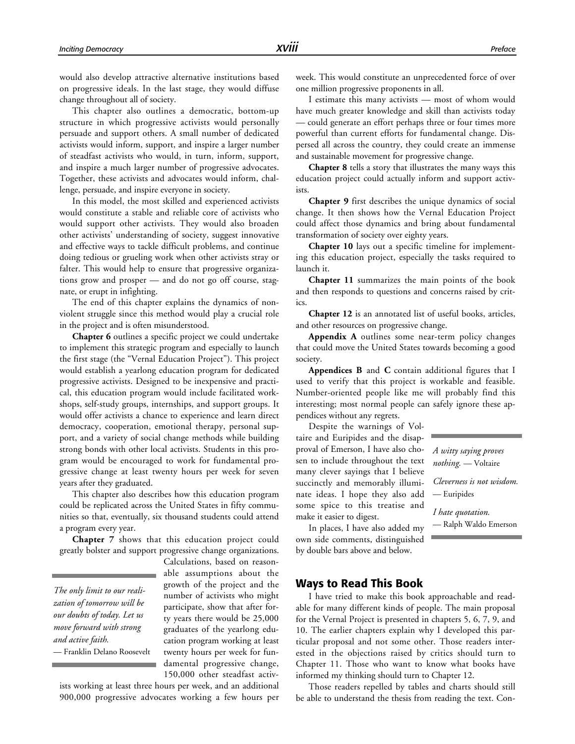would also develop attractive alternative institutions based on progressive ideals. In the last stage, they would diffuse change throughout all of society.

This chapter also outlines a democratic, bottom-up structure in which progressive activists would personally persuade and support others. A small number of dedicated activists would inform, support, and inspire a larger number of steadfast activists who would, in turn, inform, support, and inspire a much larger number of progressive advocates. Together, these activists and advocates would inform, challenge, persuade, and inspire everyone in society.

In this model, the most skilled and experienced activists would constitute a stable and reliable core of activists who would support other activists. They would also broaden other activists' understanding of society, suggest innovative and effective ways to tackle difficult problems, and continue doing tedious or grueling work when other activists stray or falter. This would help to ensure that progressive organizations grow and prosper — and do not go off course, stagnate, or erupt in infighting.

The end of this chapter explains the dynamics of nonviolent struggle since this method would play a crucial role in the project and is often misunderstood.

**Chapter 6** outlines a specific project we could undertake to implement this strategic program and especially to launch the first stage (the "Vernal Education Project"). This project would establish a yearlong education program for dedicated progressive activists. Designed to be inexpensive and practical, this education program would include facilitated workshops, self-study groups, internships, and support groups. It would offer activists a chance to experience and learn direct democracy, cooperation, emotional therapy, personal support, and a variety of social change methods while building strong bonds with other local activists. Students in this program would be encouraged to work for fundamental progressive change at least twenty hours per week for seven years after they graduated.

This chapter also describes how this education program could be replicated across the United States in fifty communities so that, eventually, six thousand students could attend a program every year.

**Chapter 7** shows that this education project could greatly bolster and support progressive change organizations. Calculations, based on reasonable assumptions about the growth of the project and the number of activists who might participate, show that after forty years there would be 25,000 graduates of the yearlong education program working at least twenty hours per week for fundamental progressive change, 150,000 other steadfast activists working at least three hours per week, and an additional 900,000 progressive advocates working a few hours per week. This would constitute an unprecedented force of over one million progressive proponents in all.

> *The only limit to our realization of tomorrow will be our doubts of today. Let us move forward with strong and active faith.*
> — Franklin Delano Roosevelt

I estimate this many activists — most of whom would have much greater knowledge and skill than activists today — could generate an effort perhaps three or four times more powerful than current efforts for fundamental change. Dispersed all across the country, they could create an immense and sustainable movement for progressive change.

**Chapter 8** tells a story that illustrates the many ways this education project could actually inform and support activists.

**Chapter 9** first describes the unique dynamics of social change. It then shows how the Vernal Education Project could affect those dynamics and bring about fundamental transformation of society over eighty years.

**Chapter 10** lays out a specific timeline for implementing this education project, especially the tasks required to launch it.

**Chapter 11** summarizes the main points of the book and then responds to questions and concerns raised by critics.

**Chapter 12** is an annotated list of useful books, articles, and other resources on progressive change.

**Appendix A** outlines some near-term policy changes that could move the United States towards becoming a good society.

**Appendices B** and **C** contain additional figures that I used to verify that this project is workable and feasible. Number-oriented people like me will probably find this interesting; most normal people can safely ignore these appendices without any regrets.

Despite the warnings of Voltaire and Euripides and the disapproval of Emerson, I have also chosen to include throughout the text many clever sayings that I believe succinctly and memorably illuminate ideas. I hope they also add some spice to this treatise and make it easier to digest.

> *A witty saying proves nothing.* — Voltaire
>
> *Cleverness is not wisdom.* — Euripides
>
> *I hate quotation.* — Ralph Waldo Emerson

In places, I have also added my own side comments, distinguished by double bars above and below.

## Ways to Read This Book

I have tried to make this book approachable and readable for many different kinds of people. The main proposal for the Vernal Project is presented in chapters 5, 6, 7, 9, and 10. The earlier chapters explain why I developed this particular proposal and not some other. Those readers interested in the objections raised by critics should turn to Chapter 11. Those who want to know what books have informed my thinking should turn to Chapter 12.

Those readers repelled by tables and charts should still be able to understand the thesis from reading the text. Con-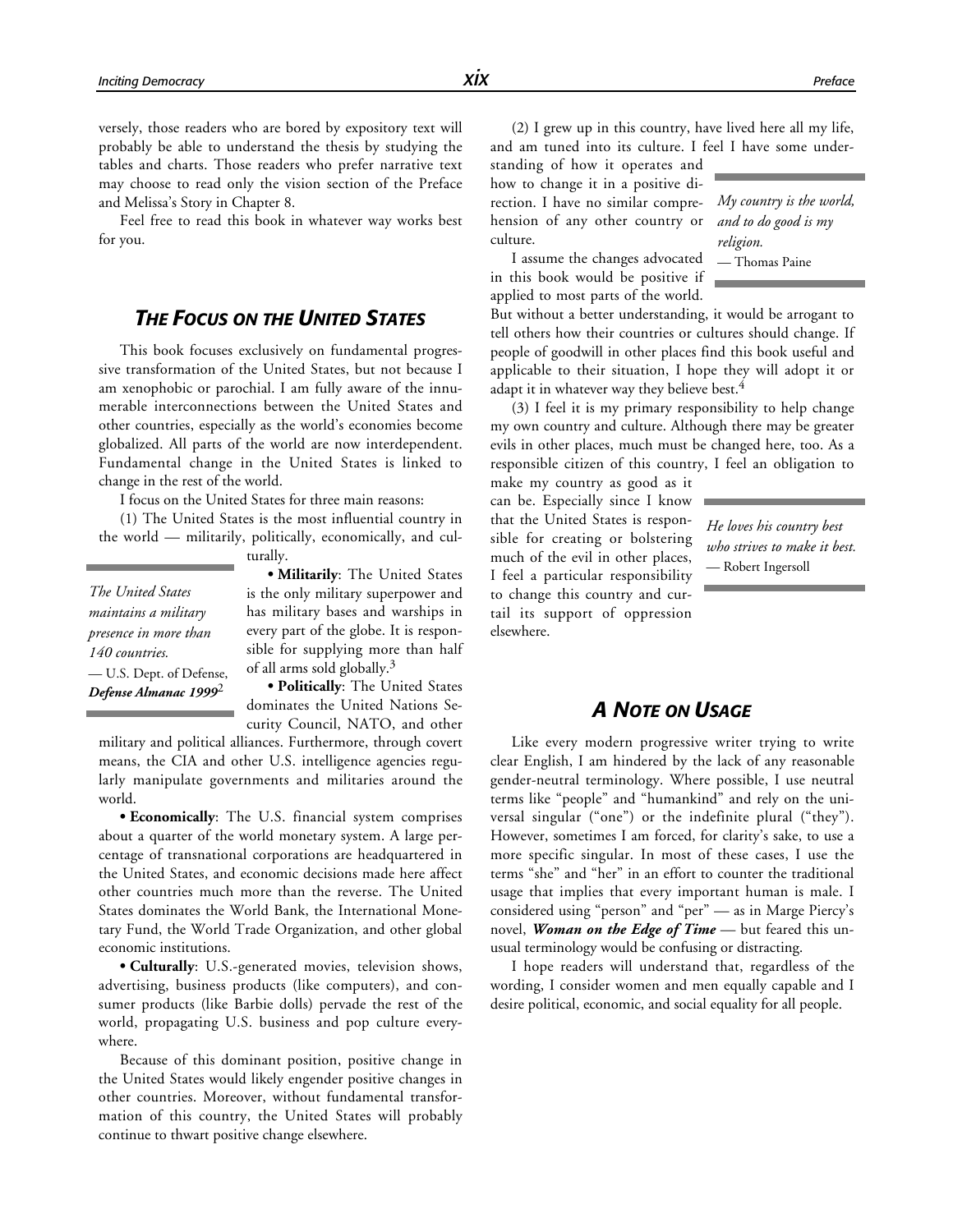versely, those readers who are bored by expository text will probably be able to understand the thesis by studying the tables and charts. Those readers who prefer narrative text may choose to read only the vision section of the Preface and Melissa's Story in Chapter 8.

Feel free to read this book in whatever way works best for you.

## *The Focus on the United States*

This book focuses exclusively on fundamental progressive transformation of the United States, but not because I am xenophobic or parochial. I am fully aware of the innumerable interconnections between the United States and other countries, especially as the world's economies become globalized. All parts of the world are now interdependent. Fundamental change in the United States is linked to change in the rest of the world.

I focus on the United States for three main reasons:

(1) The United States is the most influential country in the world — militarily, politically, economically, and culturally.

> *The United States maintains a military presence in more than 140 countries.*
> — U.S. Dept. of Defense, ***Defense Almanac 1999***[2]

• **Militarily**: The United States is the only military superpower and has military bases and warships in every part of the globe. It is responsible for supplying more than half of all arms sold globally.[3]

• **Politically**: The United States dominates the United Nations Security Council, NATO, and other military and political alliances. Furthermore, through covert means, the CIA and other U.S. intelligence agencies regularly manipulate governments and militaries around the world.

• **Economically**: The U.S. financial system comprises about a quarter of the world monetary system. A large percentage of transnational corporations are headquartered in the United States, and economic decisions made here affect other countries much more than the reverse. The United States dominates the World Bank, the International Monetary Fund, the World Trade Organization, and other global economic institutions.

• **Culturally**: U.S.-generated movies, television shows, advertising, business products (like computers), and consumer products (like Barbie dolls) pervade the rest of the world, propagating U.S. business and pop culture everywhere.

Because of this dominant position, positive change in the United States would likely engender positive changes in other countries. Moreover, without fundamental transformation of this country, the United States will probably continue to thwart positive change elsewhere.

(2) I grew up in this country, have lived here all my life, and am tuned into its culture. I feel I have some understanding of how it operates and how to change it in a positive direction. I have no similar comprehension of any other country or culture.

> *My country is the world, and to do good is my religion.*
> — Thomas Paine

I assume the changes advocated in this book would be positive if applied to most parts of the world. But without a better understanding, it would be arrogant to tell others how their countries or cultures should change. If people of goodwill in other places find this book useful and applicable to their situation, I hope they will adopt it or adapt it in whatever way they believe best.[4]

(3) I feel it is my primary responsibility to help change my own country and culture. Although there may be greater evils in other places, much must be changed here, too. As a responsible citizen of this country, I feel an obligation to make my country as good as it can be. Especially since I know that the United States is responsible for creating or bolstering much of the evil in other places, I feel a particular responsibility to change this country and curtail its support of oppression elsewhere.

> *He loves his country best who strives to make it best.*
> — Robert Ingersoll

## *A Note on Usage*

Like every modern progressive writer trying to write clear English, I am hindered by the lack of any reasonable gender-neutral terminology. Where possible, I use neutral terms like "people" and "humankind" and rely on the universal singular ("one") or the indefinite plural ("they"). However, sometimes I am forced, for clarity's sake, to use a more specific singular. In most of these cases, I use the terms "she" and "her" in an effort to counter the traditional usage that implies that every important human is male. I considered using "person" and "per" — as in Marge Piercy's novel, ***Woman on the Edge of Time*** — but feared this unusual terminology would be confusing or distracting.

I hope readers will understand that, regardless of the wording, I consider women and men equally capable and I desire political, economic, and social equality for all people.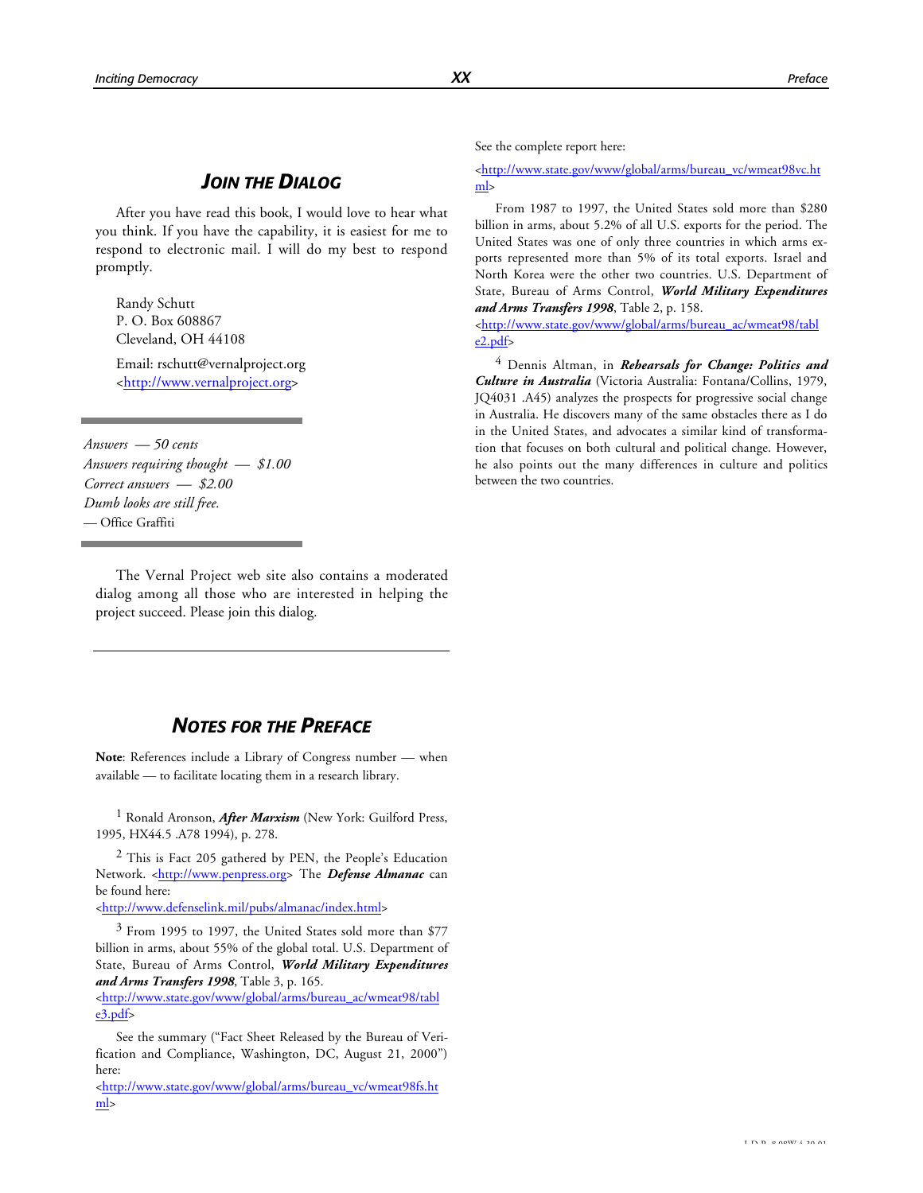## *JOIN THE DIALOG*

After you have read this book, I would love to hear what you think. If you have the capability, it is easiest for me to respond to electronic mail. I will do my best to respond promptly.

Randy Schutt
P. O. Box 608867
Cleveland, OH 44108

Email: rschutt@vernalproject.org
<http://www.vernalproject.org>

---

*Answers — 50 cents*
*Answers requiring thought — $1.00*
*Correct answers — $2.00*
*Dumb looks are still free.*
— Office Graffiti

---

The Vernal Project web site also contains a moderated dialog among all those who are interested in helping the project succeed. Please join this dialog.

---

## *NOTES FOR THE PREFACE*

**Note**: References include a Library of Congress number — when available — to facilitate locating them in a research library.

[1] Ronald Aronson, ***After Marxism*** (New York: Guilford Press, 1995, HX44.5 .A78 1994), p. 278.

[2] This is Fact 205 gathered by PEN, the People's Education Network. <http://www.penpress.org> The ***Defense Almanac*** can be found here:
<http://www.defenselink.mil/pubs/almanac/index.html>

[3] From 1995 to 1997, the United States sold more than $77 billion in arms, about 55% of the global total. U.S. Department of State, Bureau of Arms Control, ***World Military Expenditures and Arms Transfers 1998***, Table 3, p. 165.
<http://www.state.gov/www/global/arms/bureau_ac/wmeat98/table3.pdf>

See the summary ("Fact Sheet Released by the Bureau of Verification and Compliance, Washington, DC, August 21, 2000") here:
<http://www.state.gov/www/global/arms/bureau_vc/wmeat98fs.html>

See the complete report here:

<http://www.state.gov/www/global/arms/bureau_vc/wmeat98vc.html>

From 1987 to 1997, the United States sold more than $280 billion in arms, about 5.2% of all U.S. exports for the period. The United States was one of only three countries in which arms exports represented more than 5% of its total exports. Israel and North Korea were the other two countries. U.S. Department of State, Bureau of Arms Control, ***World Military Expenditures and Arms Transfers 1998***, Table 2, p. 158.
<http://www.state.gov/www/global/arms/bureau_ac/wmeat98/table2.pdf>

[4] Dennis Altman, in ***Rehearsals for Change: Politics and Culture in Australia*** (Victoria Australia: Fontana/Collins, 1979, JQ4031 .A45) analyzes the prospects for progressive social change in Australia. He discovers many of the same obstacles there as I do in the United States, and advocates a similar kind of transformation that focuses on both cultural and political change. However, he also points out the many differences in culture and politics between the two countries.